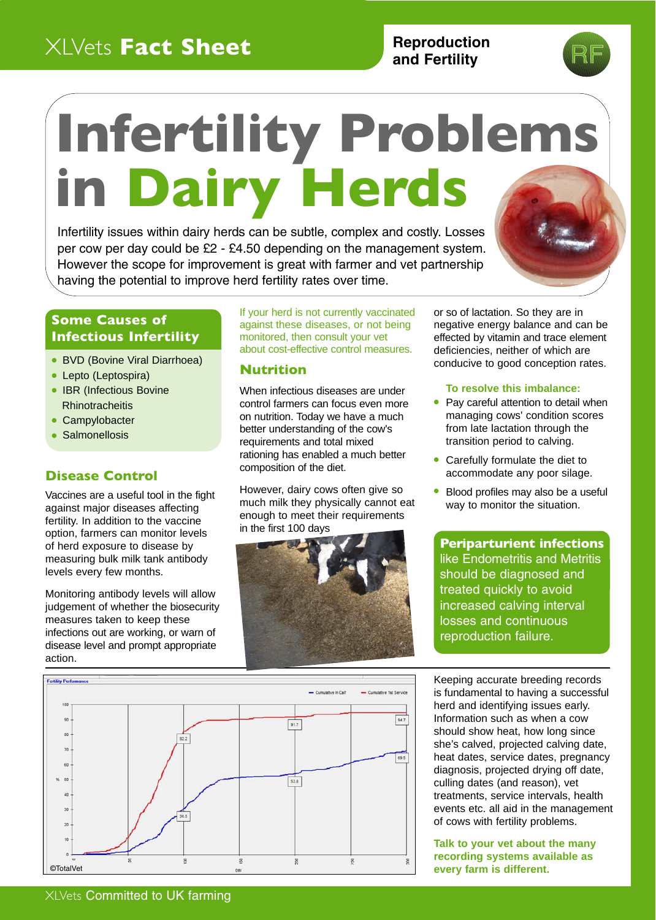XLVets **Fact Sheet**

**Reproduction and Fertility**

# Infertility Problems in Dairy Herds

Infertility issues within dairy herds can be subtle, complex and costly. Losses per cow per day could be £2 - £4.50 depending on the management system. However the scope for improvement is great with farmer and vet partnership having the potential to improve herd fertility rates over time.

## Some Causes of Infectious Infertility

- BVD (Bovine Viral Diarrhoea)
- Lepto (Leptospira)
- IBR (Infectious Bovine Rhinotracheitis
- Campylobacter
- Salmonellosis

## Disease Control

Vaccines are a useful tool in the fight against major diseases affecting fertility. In addition to the vaccine option, farmers can monitor levels of herd exposure to disease by measuring bulk milk tank antibody levels every few months.

Monitoring antibody levels will allow judgement of whether the biosecurity measures taken to keep these infections out are working, or warn of disease level and prompt appropriate action.

If your herd is not currently vaccinated against these diseases, or not being monitored, then consult your vet about cost-effective control measures.

## Nutrition

When infectious diseases are under control farmers can focus even more on nutrition. Today we have a much better understanding of the cow's requirements and total mixed rationing has enabled a much better composition of the diet.

However, dairy cows often give so much milk they physically cannot eat enough to meet their requirements in the first 100 days or so of lactation. So they are in negative energy balance and can be effected by vitamin and trace element deficiencies, neither of which are conducive to good conception rates.

**To resolve this imbalance:**

- Pay careful attention to detail when managing cows' condition scores from late lactation through the transition period to calving.
- Carefully formulate the diet to accommodate any poor silage.
- Blood profiles may also be a useful way to monitor the situation.

**Periparturient infections** like Endometritis and Metritis should be diagnosed and treated quickly to avoid increased calving interval losses and continuous reproduction failure.

©TotalVet

Keeping accurate breeding records is fundamental to having a successful herd and identifying issues early. Information such as when a cow should show heat, how long since she's calved, projected calving date, heat dates, service dates, pregnancy diagnosis, projected drying off date, culling dates (and reason), vet treatments, service intervals, health events etc. all aid in the management of cows with fertility problems.

**Talk to your vet about the many recording systems available as every farm is different.**

XLVets Committed to UK farming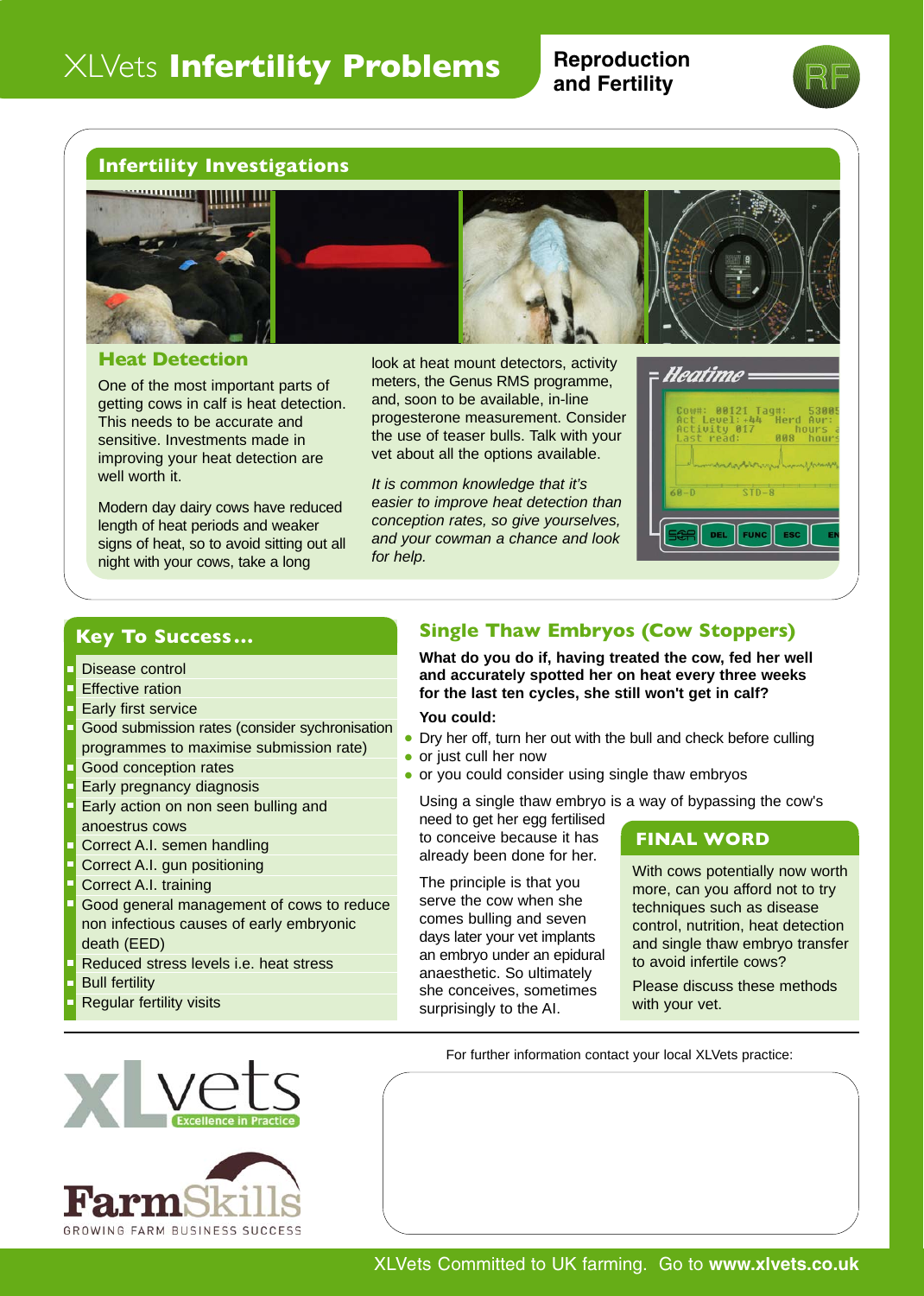# XLVets **Infertility Problems**

**Reproduction and Fertility**

## Infertility Investigations

### Heat Detection

One of the most important parts of getting cows in calf is heat detection. This needs to be accurate and sensitive. Investments made in improving your heat detection are well worth it.

Modern day dairy cows have reduced length of heat periods and weaker signs of heat, so to avoid sitting out all night with your cows, take a long look at heat mount detectors, activity meters, the Genus RMS programme, and, soon to be available, in-line progesterone measurement. Consider the use of teaser bulls. Talk with your vet about all the options available.

*It is common knowledge that it's easier to improve heat detection than conception rates, so give yourselves, and your cowman a chance and look for help.*

## Key To Success…

- Disease control
- Effective ration
- Early first service
- Good submission rates (consider sychronisation programmes to maximise submission rate)
- Good conception rates
- Early pregnancy diagnosis
- Early action on non seen bulling and anoestrus cows
- Correct A.I. semen handling
- Correct A.I. gun positioning
- Correct A.I. training
- Good general management of cows to reduce non infectious causes of early embryonic death (EED)
- Reduced stress levels i.e. heat stress
- Bull fertility
- Regular fertility visits

## Single Thaw Embryos (Cow Stoppers)

**What do you do if, having treated the cow, fed her well and accurately spotted her on heat every three weeks for the last ten cycles, she still won't get in calf?**

**You could:**

- Dry her off, turn her out with the bull and check before culling
- or just cull her now
- or you could consider using single thaw embryos

Using a single thaw embryo is a way of bypassing the cow's need to get her egg fertilised to conceive because it has already been done for her.

The principle is that you serve the cow when she comes bulling and seven days later your vet implants an embryo under an epidural anaesthetic. So ultimately she conceives, sometimes surprisingly to the AI.

## FINAL WORD

With cows potentially now worth more, can you afford not to try techniques such as disease control, nutrition, heat detection and single thaw embryo transfer to avoid infertile cows?

Please discuss these methods with your vet.

For further information contact your local XLVets practice:

xLvets Excellence in Practice

FarmSkills GROWING FARM BUSINESS SUCCESS

XLVets Committed to UK farming. Go to **www.xlvets.co.uk**